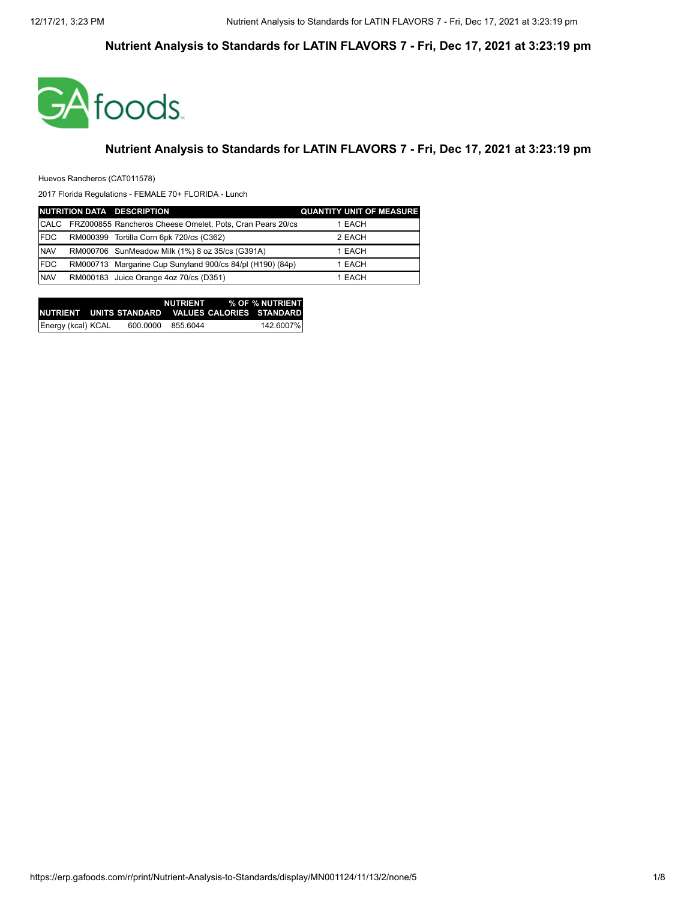## Nutrient Analysis to Standards for LATIN FLAVORS 7 - Fri, Dec 17, 2021 at 3:23:19 pm

GA foods

## Nutrient Analysis to Standards for LATIN FLAVORS 7 - Fri, Dec 17, 2021 at 3:23:19 pm

Huevos Rancheros (CAT011578)

2017 Florida Regulations - FEMALE 70+ FLORIDA - Lunch

| NUTRITION DATA | | DESCRIPTION | QUANTITY | UNIT OF MEASURE |
|---|---|---|---|---|
| CALC | FRZ000855 | Rancheros Cheese Omelet, Pots, Cran Pears 20/cs | 1 | EACH |
| FDC | RM000399 | Tortilla Corn 6pk 720/cs (C362) | 2 | EACH |
| NAV | RM000706 | SunMeadow Milk (1%) 8 oz 35/cs (G391A) | 1 | EACH |
| FDC | RM000713 | Margarine Cup Sunyland 900/cs 84/pl (H190) (84p) | 1 | EACH |
| NAV | RM000183 | Juice Orange 4oz 70/cs (D351) | 1 | EACH |

| NUTRIENT | UNITS | STANDARD | NUTRIENT VALUES | % OF CALORIES | % NUTRIENT STANDARD |
|---|---|---|---|---|---|
| Energy (kcal) | KCAL | 600.0000 | 855.6044 | | 142.6007% |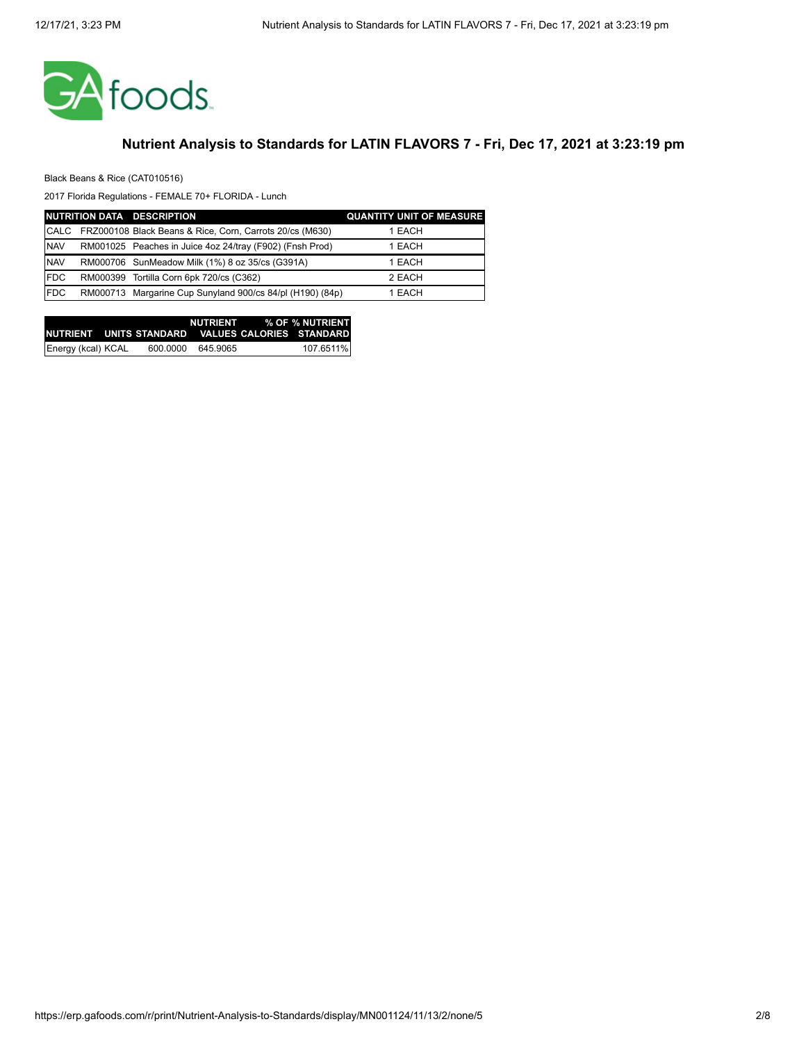## Nutrient Analysis to Standards for LATIN FLAVORS 7 - Fri, Dec 17, 2021 at 3:23:19 pm

Black Beans & Rice (CAT010516)

2017 Florida Regulations - FEMALE 70+ FLORIDA - Lunch

| NUTRITION DATA | DESCRIPTION | QUANTITY UNIT OF MEASURE |
|---|---|---|
| CALC | FRZ000108 Black Beans & Rice, Corn, Carrots 20/cs (M630) | 1 EACH |
| NAV | RM001025 Peaches in Juice 4oz 24/tray (F902) (Fnsh Prod) | 1 EACH |
| NAV | RM000706 SunMeadow Milk (1%) 8 oz 35/cs (G391A) | 1 EACH |
| FDC | RM000399 Tortilla Corn 6pk 720/cs (C362) | 2 EACH |
| FDC | RM000713 Margarine Cup Sunyland 900/cs 84/pl (H190) (84p) | 1 EACH |

| NUTRIENT | UNITS | STANDARD | NUTRIENT VALUES | % OF CALORIES | % NUTRIENT STANDARD |
|---|---|---|---|---|---|
| Energy (kcal) | KCAL | 600.0000 | 645.9065 | | 107.6511% |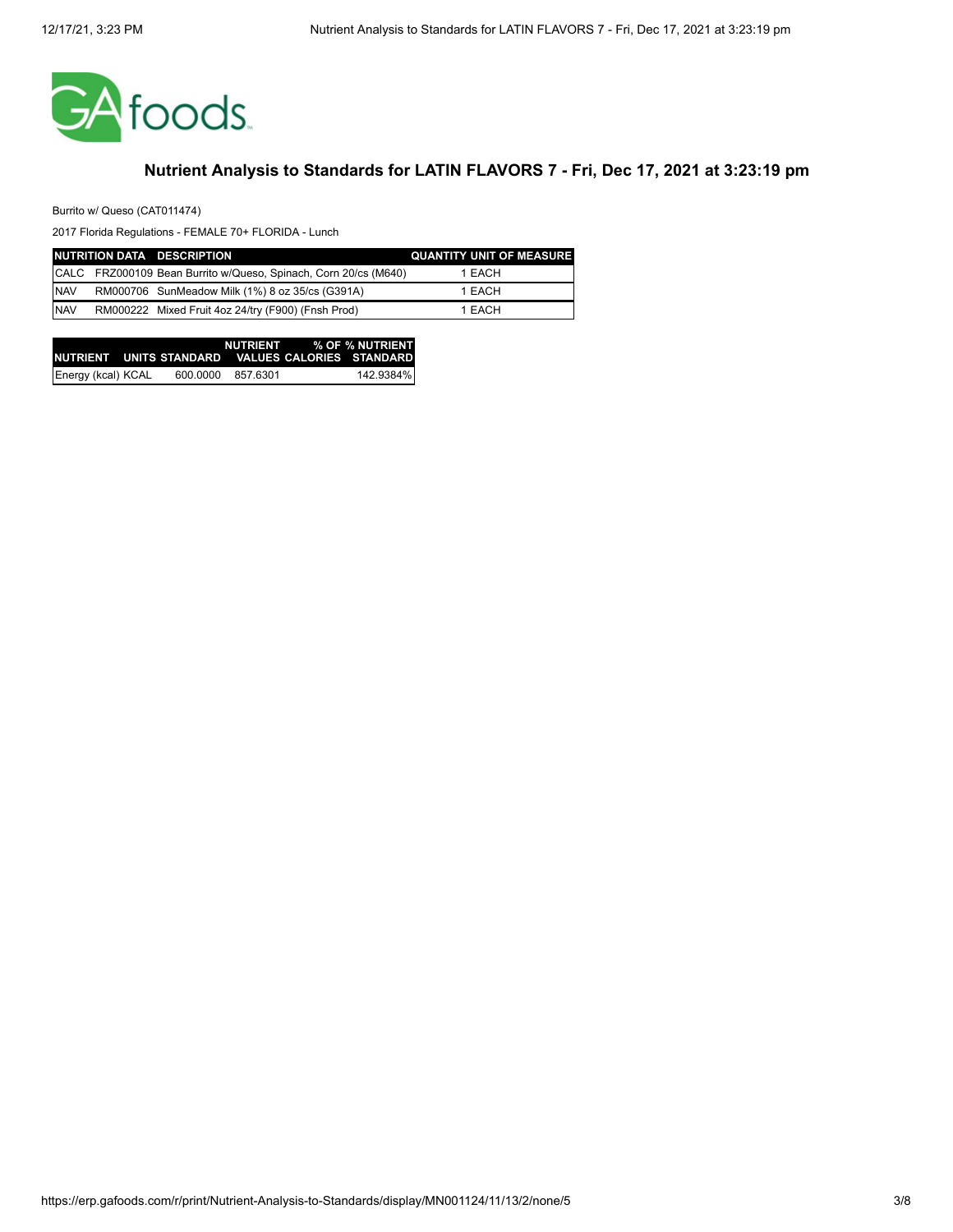## Nutrient Analysis to Standards for LATIN FLAVORS 7 - Fri, Dec 17, 2021 at 3:23:19 pm

Burrito w/ Queso (CAT011474)

2017 Florida Regulations - FEMALE 70+ FLORIDA - Lunch

| NUTRITION DATA | DESCRIPTION | QUANTITY | UNIT OF MEASURE |
|---|---|---|---|
| CALC | FRZ000109 Bean Burrito w/Queso, Spinach, Corn 20/cs (M640) | 1 | EACH |
| NAV | RM000706 SunMeadow Milk (1%) 8 oz 35/cs (G391A) | 1 | EACH |
| NAV | RM000222 Mixed Fruit 4oz 24/try (F900) (Fnsh Prod) | 1 | EACH |

| NUTRIENT | UNITS | STANDARD | NUTRIENT VALUES | % OF CALORIES | % NUTRIENT STANDARD |
|---|---|---|---|---|---|
| Energy (kcal) | KCAL | 600.0000 | 857.6301 | | 142.9384% |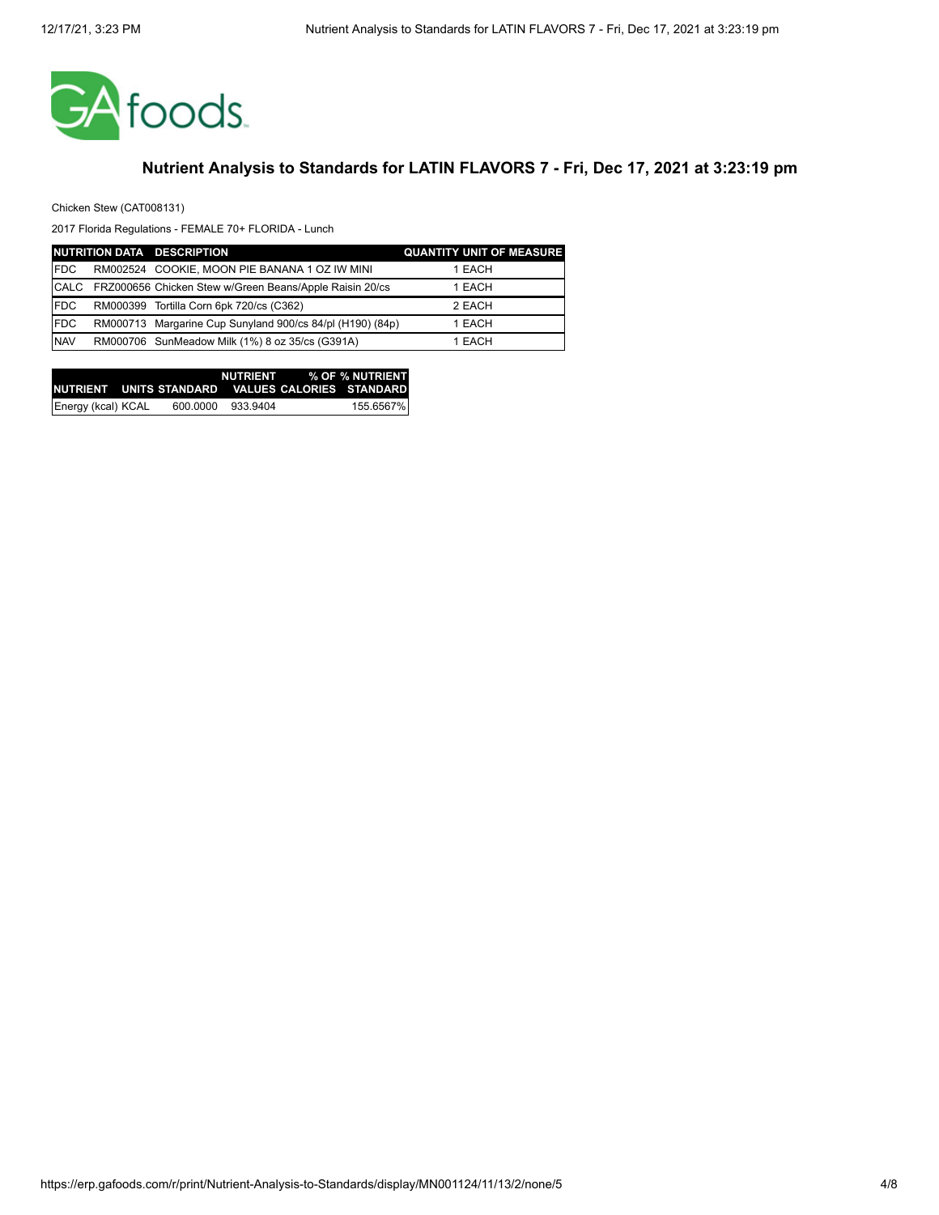## Nutrient Analysis to Standards for LATIN FLAVORS 7 - Fri, Dec 17, 2021 at 3:23:19 pm

Chicken Stew (CAT008131)

2017 Florida Regulations - FEMALE 70+ FLORIDA - Lunch

| NUTRITION DATA | | DESCRIPTION | QUANTITY UNIT OF MEASURE |
|---|---|---|---|
| FDC | RM002524 | COOKIE, MOON PIE BANANA 1 OZ IW MINI | 1 EACH |
| CALC | FRZ000656 | Chicken Stew w/Green Beans/Apple Raisin 20/cs | 1 EACH |
| FDC | RM000399 | Tortilla Corn 6pk 720/cs (C362) | 2 EACH |
| FDC | RM000713 | Margarine Cup Sunyland 900/cs 84/pl (H190) (84p) | 1 EACH |
| NAV | RM000706 | SunMeadow Milk (1%) 8 oz 35/cs (G391A) | 1 EACH |

| NUTRIENT | UNITS | STANDARD | NUTRIENT VALUES | % OF CALORIES | % NUTRIENT STANDARD |
|---|---|---|---|---|---|
| Energy (kcal) | KCAL | 600.0000 | 933.9404 | | 155.6567% |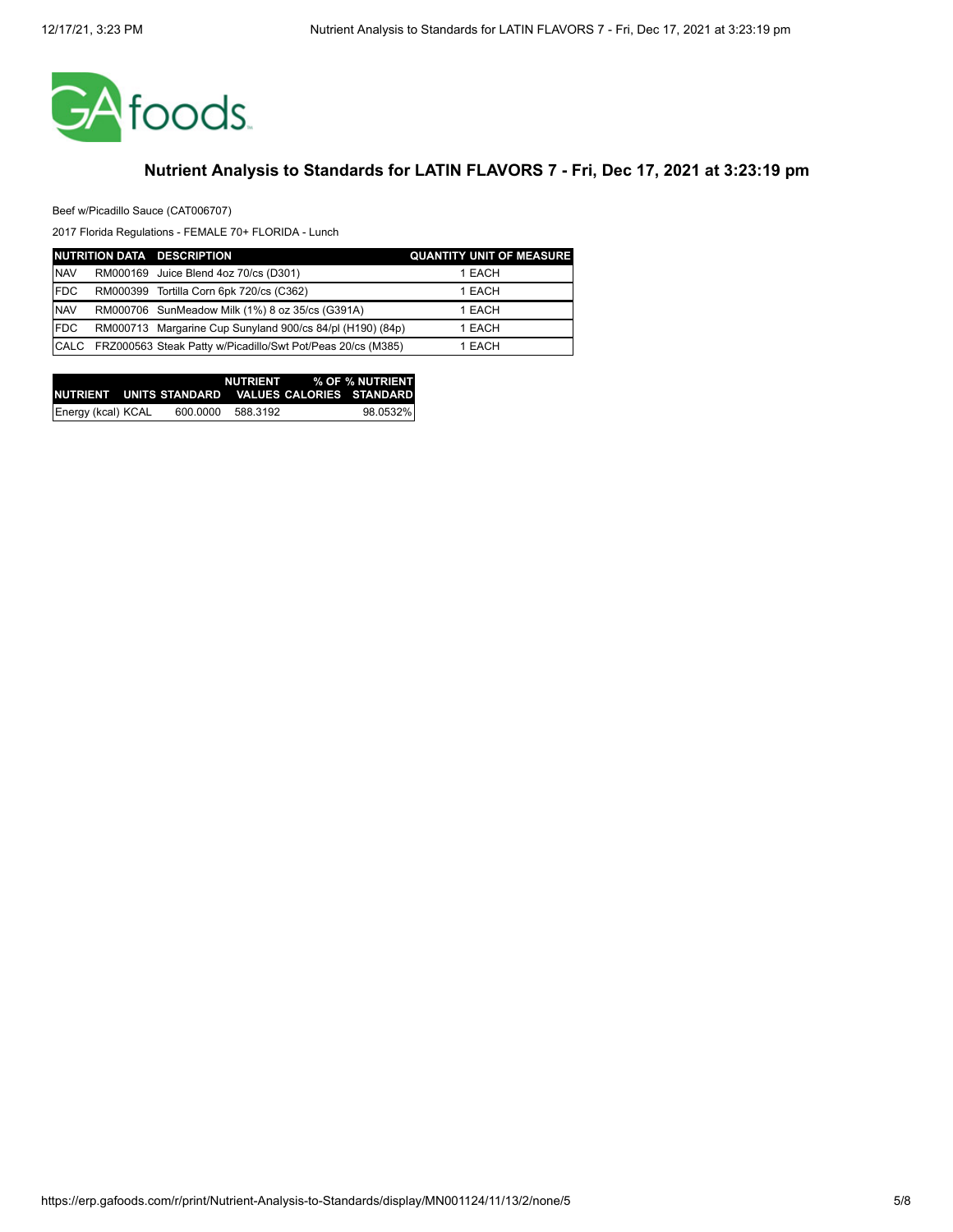## Nutrient Analysis to Standards for LATIN FLAVORS 7 - Fri, Dec 17, 2021 at 3:23:19 pm

Beef w/Picadillo Sauce (CAT006707)

2017 Florida Regulations - FEMALE 70+ FLORIDA - Lunch

| NUTRITION DATA | DESCRIPTION | QUANTITY | UNIT OF MEASURE |
|---|---|---|---|
| NAV | RM000169 Juice Blend 4oz 70/cs (D301) | 1 | EACH |
| FDC | RM000399 Tortilla Corn 6pk 720/cs (C362) | 1 | EACH |
| NAV | RM000706 SunMeadow Milk (1%) 8 oz 35/cs (G391A) | 1 | EACH |
| FDC | RM000713 Margarine Cup Sunyland 900/cs 84/pl (H190) (84p) | 1 | EACH |
| CALC | FRZ000563 Steak Patty w/Picadillo/Swt Pot/Peas 20/cs (M385) | 1 | EACH |

| NUTRIENT | UNITS | STANDARD | NUTRIENT VALUES | % OF CALORIES | % NUTRIENT STANDARD |
|---|---|---|---|---|---|
| Energy (kcal) | KCAL | 600.0000 | 588.3192 | | 98.0532% |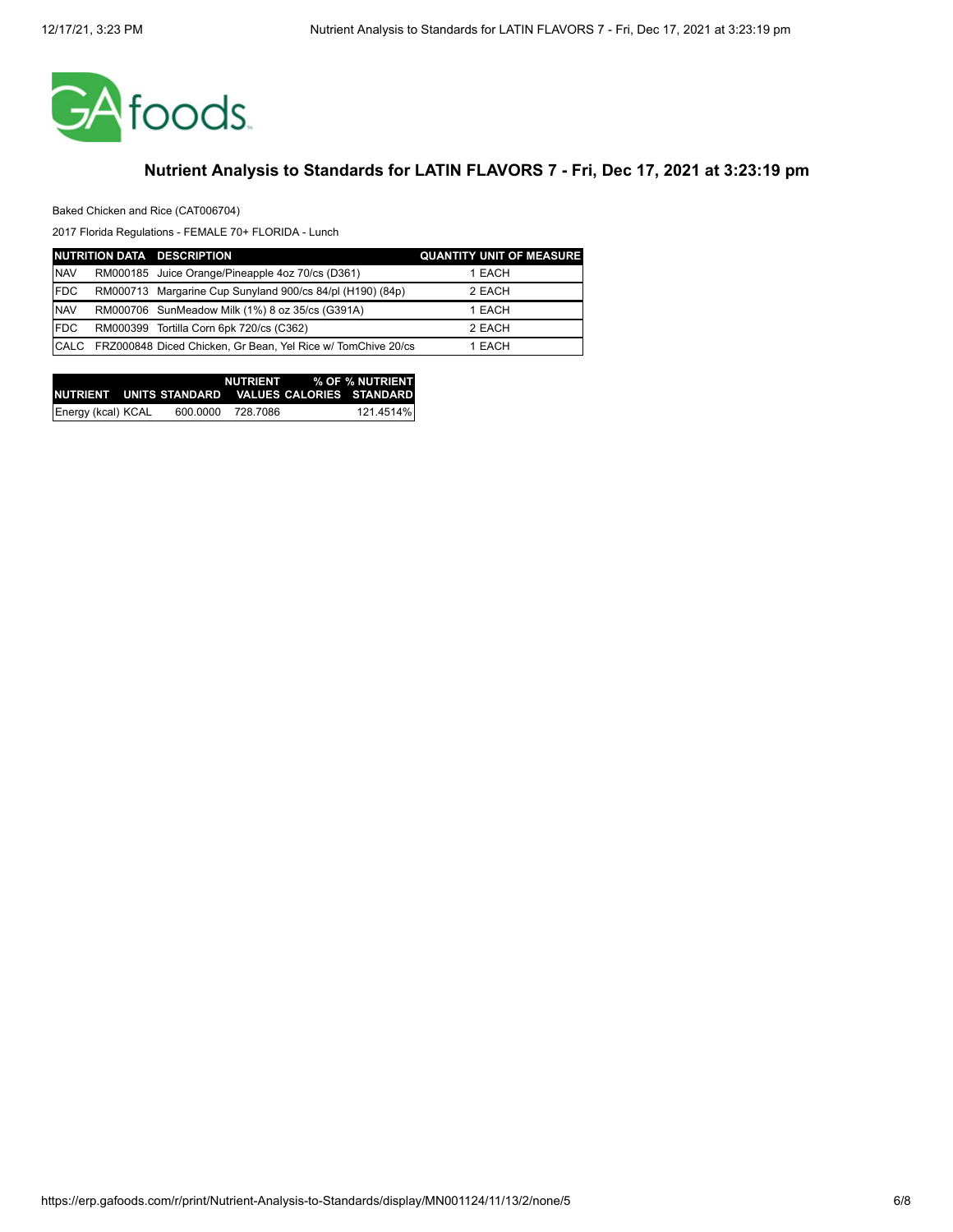## Nutrient Analysis to Standards for LATIN FLAVORS 7 - Fri, Dec 17, 2021 at 3:23:19 pm

Baked Chicken and Rice (CAT006704)

2017 Florida Regulations - FEMALE 70+ FLORIDA - Lunch

| NUTRITION DATA | DESCRIPTION | QUANTITY | UNIT OF MEASURE |
|---|---|---|---|
| NAV | RM000185 Juice Orange/Pineapple 4oz 70/cs (D361) | 1 | EACH |
| FDC | RM000713 Margarine Cup Sunyland 900/cs 84/pl (H190) (84p) | 2 | EACH |
| NAV | RM000706 SunMeadow Milk (1%) 8 oz 35/cs (G391A) | 1 | EACH |
| FDC | RM000399 Tortilla Corn 6pk 720/cs (C362) | 2 | EACH |
| CALC | FRZ000848 Diced Chicken, Gr Bean, Yel Rice w/ TomChive 20/cs | 1 | EACH |

| NUTRIENT | UNITS | STANDARD | NUTRIENT VALUES | % OF CALORIES | % NUTRIENT STANDARD |
|---|---|---|---|---|---|
| Energy (kcal) | KCAL | 600.0000 | 728.7086 | | 121.4514% |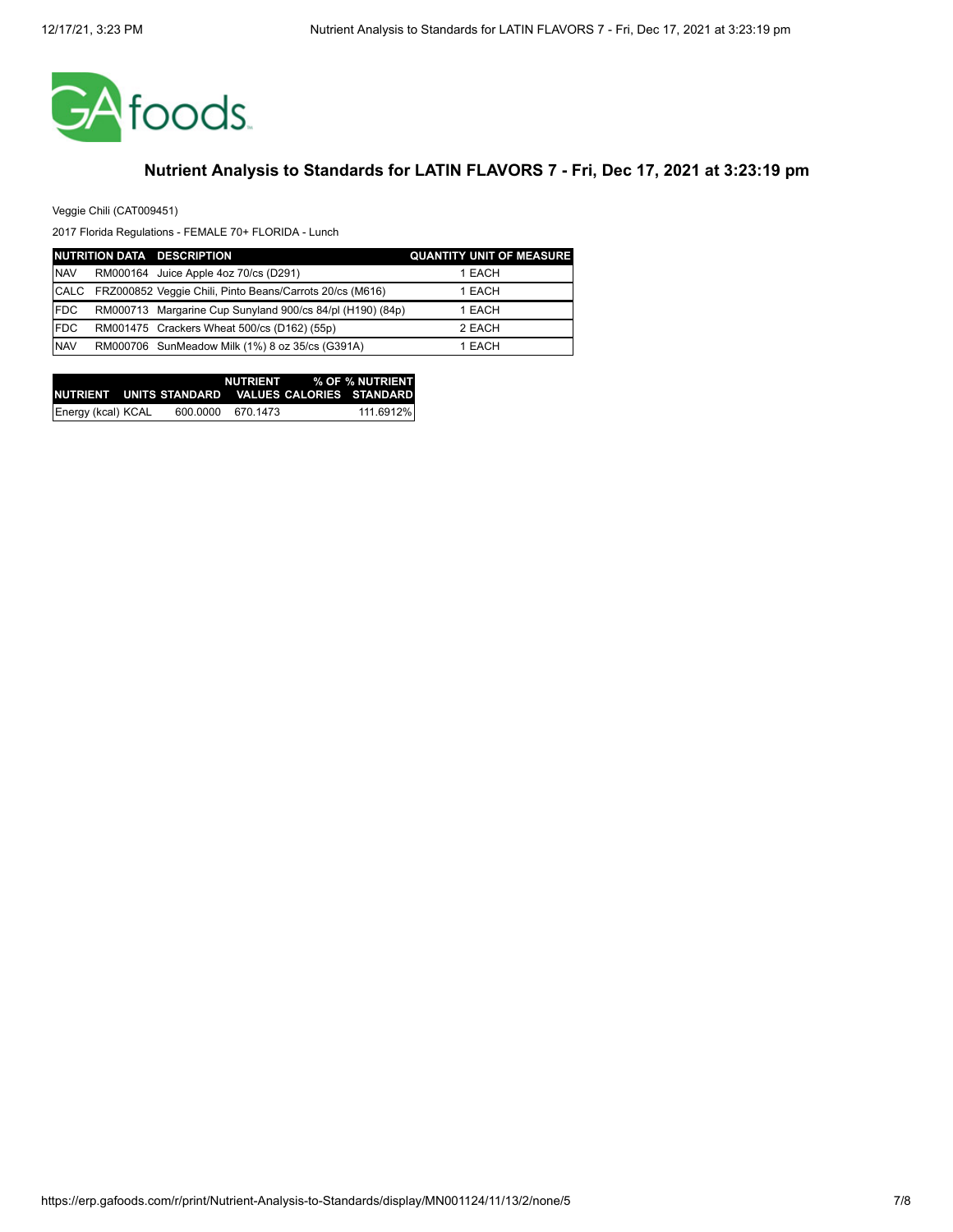GAfoods

## Nutrient Analysis to Standards for LATIN FLAVORS 7 - Fri, Dec 17, 2021 at 3:23:19 pm

Veggie Chili (CAT009451)

2017 Florida Regulations - FEMALE 70+ FLORIDA - Lunch

| NUTRITION DATA | DESCRIPTION | QUANTITY UNIT OF MEASURE |
|---|---|---|
| NAV | RM000164 Juice Apple 4oz 70/cs (D291) | 1 EACH |
| CALC | FRZ000852 Veggie Chili, Pinto Beans/Carrots 20/cs (M616) | 1 EACH |
| FDC | RM000713 Margarine Cup Sunyland 900/cs 84/pl (H190) (84p) | 1 EACH |
| FDC | RM001475 Crackers Wheat 500/cs (D162) (55p) | 2 EACH |
| NAV | RM000706 SunMeadow Milk (1%) 8 oz 35/cs (G391A) | 1 EACH |

| NUTRIENT | UNITS | STANDARD | NUTRIENT VALUES | % OF CALORIES | % NUTRIENT STANDARD |
|---|---|---|---|---|---|
| Energy (kcal) | KCAL | 600.0000 | 670.1473 | | 111.6912% |